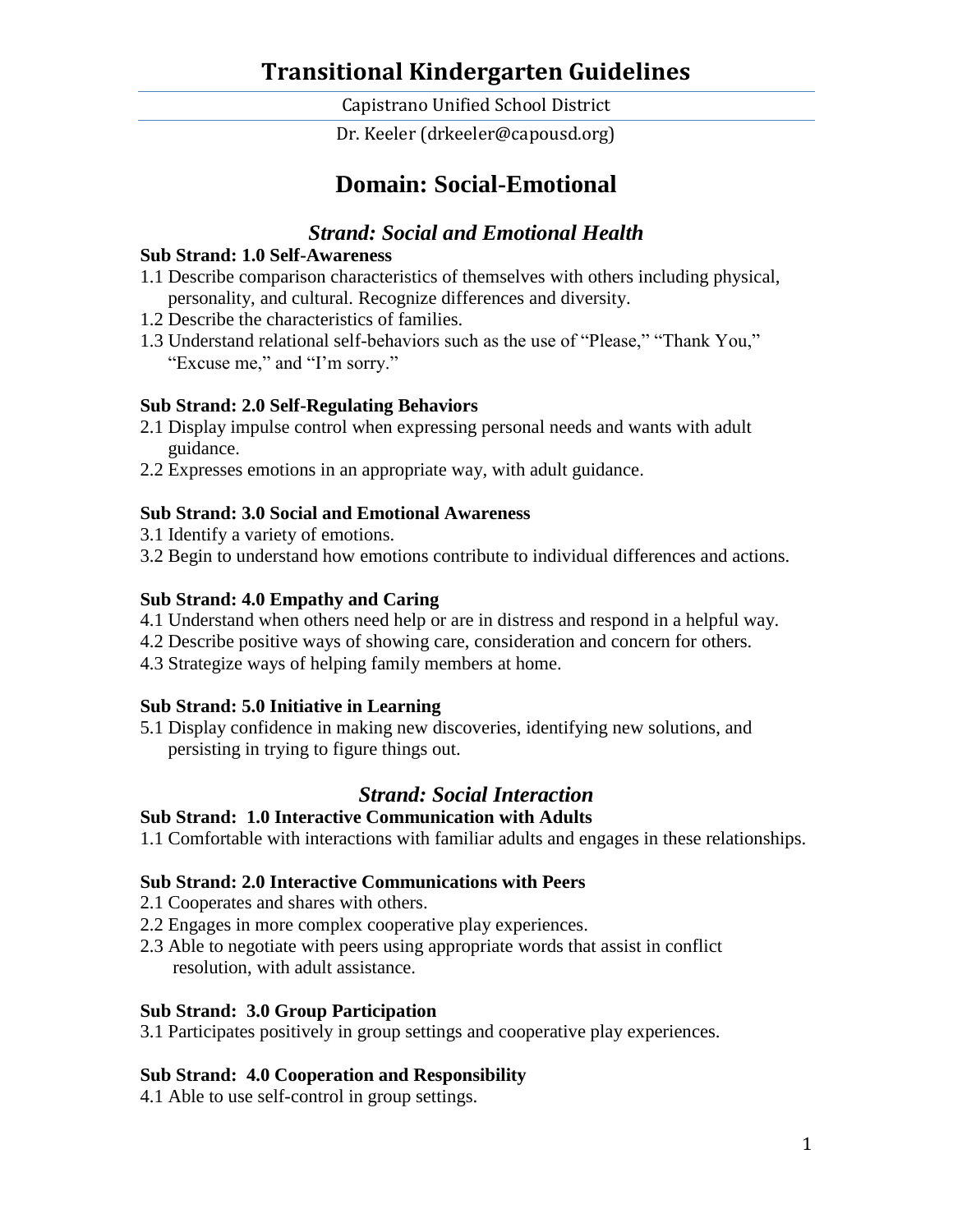# Transitional Kindergarten Guidelines

Capistrano Unified School District

Dr. Keeler (drkeeler@capousd.org)

## Domain: Social-Emotional

### *Strand: Social and Emotional Health*

**Sub Strand: 1.0 Self-Awareness**

1.1 Describe comparison characteristics of themselves with others including physical, personality, and cultural. Recognize differences and diversity.
1.2 Describe the characteristics of families.
1.3 Understand relational self-behaviors such as the use of "Please," "Thank You," "Excuse me," and "I'm sorry."

**Sub Strand: 2.0 Self-Regulating Behaviors**

2.1 Display impulse control when expressing personal needs and wants with adult guidance.
2.2 Expresses emotions in an appropriate way, with adult guidance.

**Sub Strand: 3.0 Social and Emotional Awareness**

3.1 Identify a variety of emotions.
3.2 Begin to understand how emotions contribute to individual differences and actions.

**Sub Strand: 4.0 Empathy and Caring**

4.1 Understand when others need help or are in distress and respond in a helpful way.
4.2 Describe positive ways of showing care, consideration and concern for others.
4.3 Strategize ways of helping family members at home.

**Sub Strand: 5.0 Initiative in Learning**

5.1 Display confidence in making new discoveries, identifying new solutions, and persisting in trying to figure things out.

### *Strand: Social Interaction*

**Sub Strand: 1.0 Interactive Communication with Adults**

1.1 Comfortable with interactions with familiar adults and engages in these relationships.

**Sub Strand: 2.0 Interactive Communications with Peers**

2.1 Cooperates and shares with others.
2.2 Engages in more complex cooperative play experiences.
2.3 Able to negotiate with peers using appropriate words that assist in conflict resolution, with adult assistance.

**Sub Strand: 3.0 Group Participation**

3.1 Participates positively in group settings and cooperative play experiences.

**Sub Strand: 4.0 Cooperation and Responsibility**

4.1 Able to use self-control in group settings.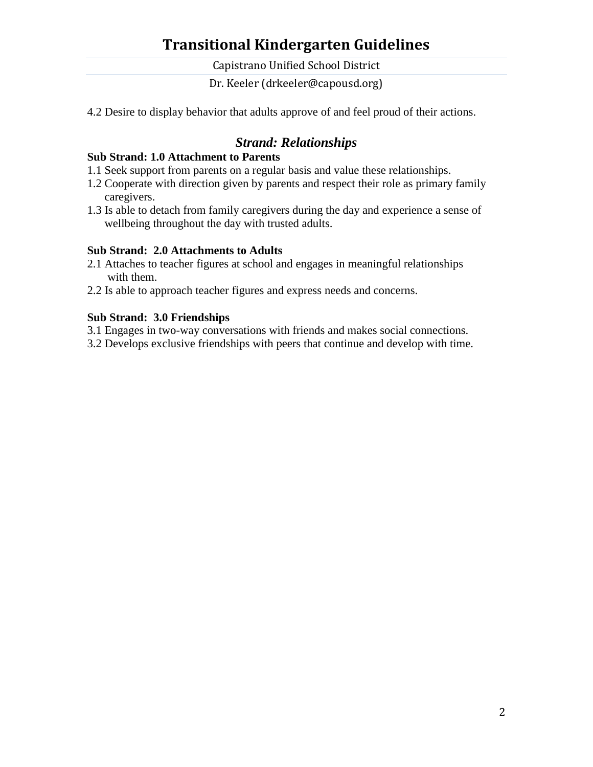4.2 Desire to display behavior that adults approve of and feel proud of their actions.

## *Strand: Relationships*

**Sub Strand: 1.0 Attachment to Parents**

1.1 Seek support from parents on a regular basis and value these relationships.
1.2 Cooperate with direction given by parents and respect their role as primary family caregivers.
1.3 Is able to detach from family caregivers during the day and experience a sense of wellbeing throughout the day with trusted adults.

**Sub Strand: 2.0 Attachments to Adults**

2.1 Attaches to teacher figures at school and engages in meaningful relationships with them.
2.2 Is able to approach teacher figures and express needs and concerns.

**Sub Strand: 3.0 Friendships**

3.1 Engages in two-way conversations with friends and makes social connections.
3.2 Develops exclusive friendships with peers that continue and develop with time.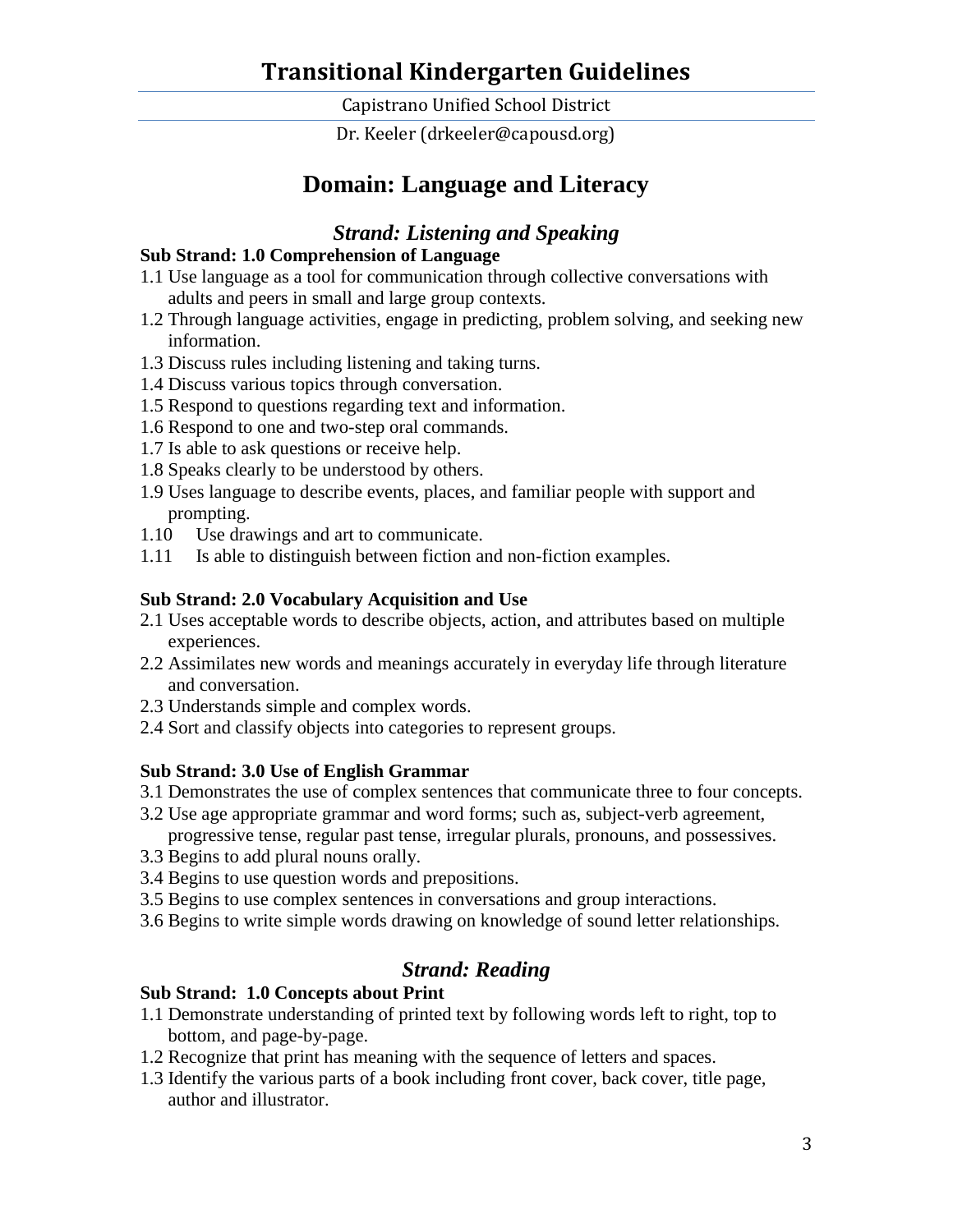# Transitional Kindergarten Guidelines

Capistrano Unified School District

Dr. Keeler (drkeeler@capousd.org)

## Domain: Language and Literacy

### *Strand: Listening and Speaking*

**Sub Strand: 1.0 Comprehension of Language**

1.1 Use language as a tool for communication through collective conversations with adults and peers in small and large group contexts.
1.2 Through language activities, engage in predicting, problem solving, and seeking new information.
1.3 Discuss rules including listening and taking turns.
1.4 Discuss various topics through conversation.
1.5 Respond to questions regarding text and information.
1.6 Respond to one and two-step oral commands.
1.7 Is able to ask questions or receive help.
1.8 Speaks clearly to be understood by others.
1.9 Uses language to describe events, places, and familiar people with support and prompting.
1.10 Use drawings and art to communicate.
1.11 Is able to distinguish between fiction and non-fiction examples.

**Sub Strand: 2.0 Vocabulary Acquisition and Use**

2.1 Uses acceptable words to describe objects, action, and attributes based on multiple experiences.
2.2 Assimilates new words and meanings accurately in everyday life through literature and conversation.
2.3 Understands simple and complex words.
2.4 Sort and classify objects into categories to represent groups.

**Sub Strand: 3.0 Use of English Grammar**

3.1 Demonstrates the use of complex sentences that communicate three to four concepts.
3.2 Use age appropriate grammar and word forms; such as, subject-verb agreement, progressive tense, regular past tense, irregular plurals, pronouns, and possessives.
3.3 Begins to add plural nouns orally.
3.4 Begins to use question words and prepositions.
3.5 Begins to use complex sentences in conversations and group interactions.
3.6 Begins to write simple words drawing on knowledge of sound letter relationships.

### *Strand: Reading*

**Sub Strand: 1.0 Concepts about Print**

1.1 Demonstrate understanding of printed text by following words left to right, top to bottom, and page-by-page.
1.2 Recognize that print has meaning with the sequence of letters and spaces.
1.3 Identify the various parts of a book including front cover, back cover, title page, author and illustrator.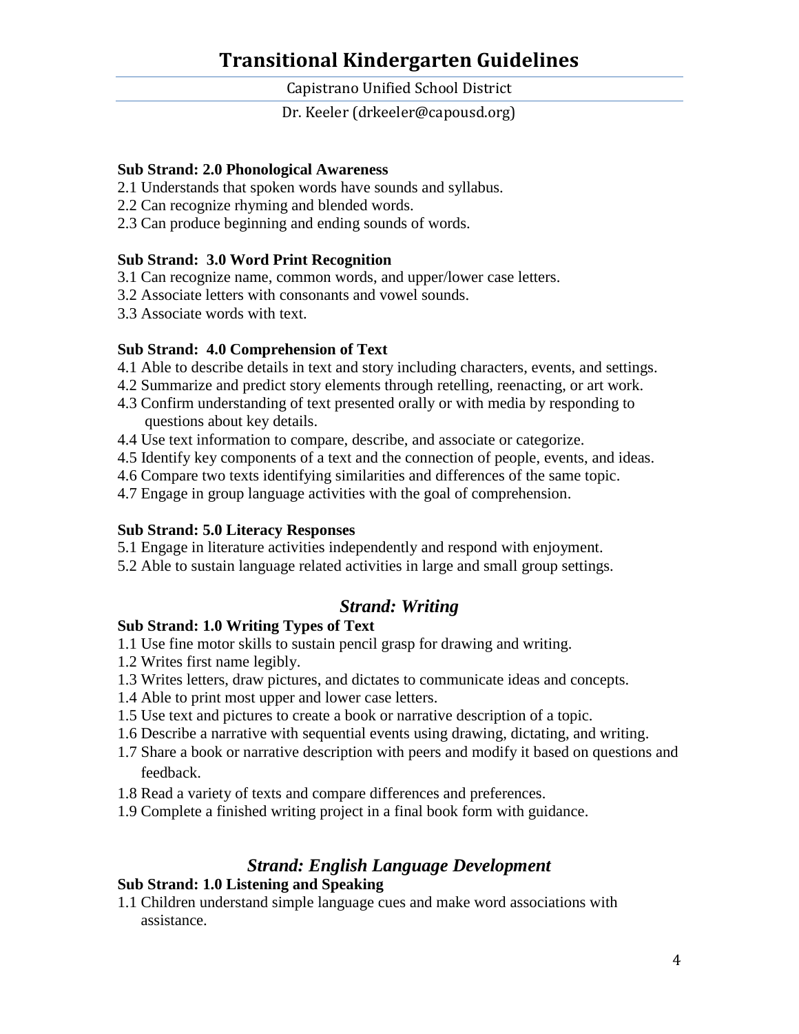# Transitional Kindergarten Guidelines

Capistrano Unified School District

Dr. Keeler (drkeeler@capousd.org)

**Sub Strand: 2.0 Phonological Awareness**

2.1 Understands that spoken words have sounds and syllabus.
2.2 Can recognize rhyming and blended words.
2.3 Can produce beginning and ending sounds of words.

**Sub Strand: 3.0 Word Print Recognition**

3.1 Can recognize name, common words, and upper/lower case letters.
3.2 Associate letters with consonants and vowel sounds.
3.3 Associate words with text.

**Sub Strand: 4.0 Comprehension of Text**

4.1 Able to describe details in text and story including characters, events, and settings.
4.2 Summarize and predict story elements through retelling, reenacting, or art work.
4.3 Confirm understanding of text presented orally or with media by responding to questions about key details.
4.4 Use text information to compare, describe, and associate or categorize.
4.5 Identify key components of a text and the connection of people, events, and ideas.
4.6 Compare two texts identifying similarities and differences of the same topic.
4.7 Engage in group language activities with the goal of comprehension.

**Sub Strand: 5.0 Literacy Responses**

5.1 Engage in literature activities independently and respond with enjoyment.
5.2 Able to sustain language related activities in large and small group settings.

## *Strand: Writing*

**Sub Strand: 1.0 Writing Types of Text**

1.1 Use fine motor skills to sustain pencil grasp for drawing and writing.
1.2 Writes first name legibly.
1.3 Writes letters, draw pictures, and dictates to communicate ideas and concepts.
1.4 Able to print most upper and lower case letters.
1.5 Use text and pictures to create a book or narrative description of a topic.
1.6 Describe a narrative with sequential events using drawing, dictating, and writing.
1.7 Share a book or narrative description with peers and modify it based on questions and feedback.
1.8 Read a variety of texts and compare differences and preferences.
1.9 Complete a finished writing project in a final book form with guidance.

## *Strand: English Language Development*

**Sub Strand: 1.0 Listening and Speaking**

1.1 Children understand simple language cues and make word associations with assistance.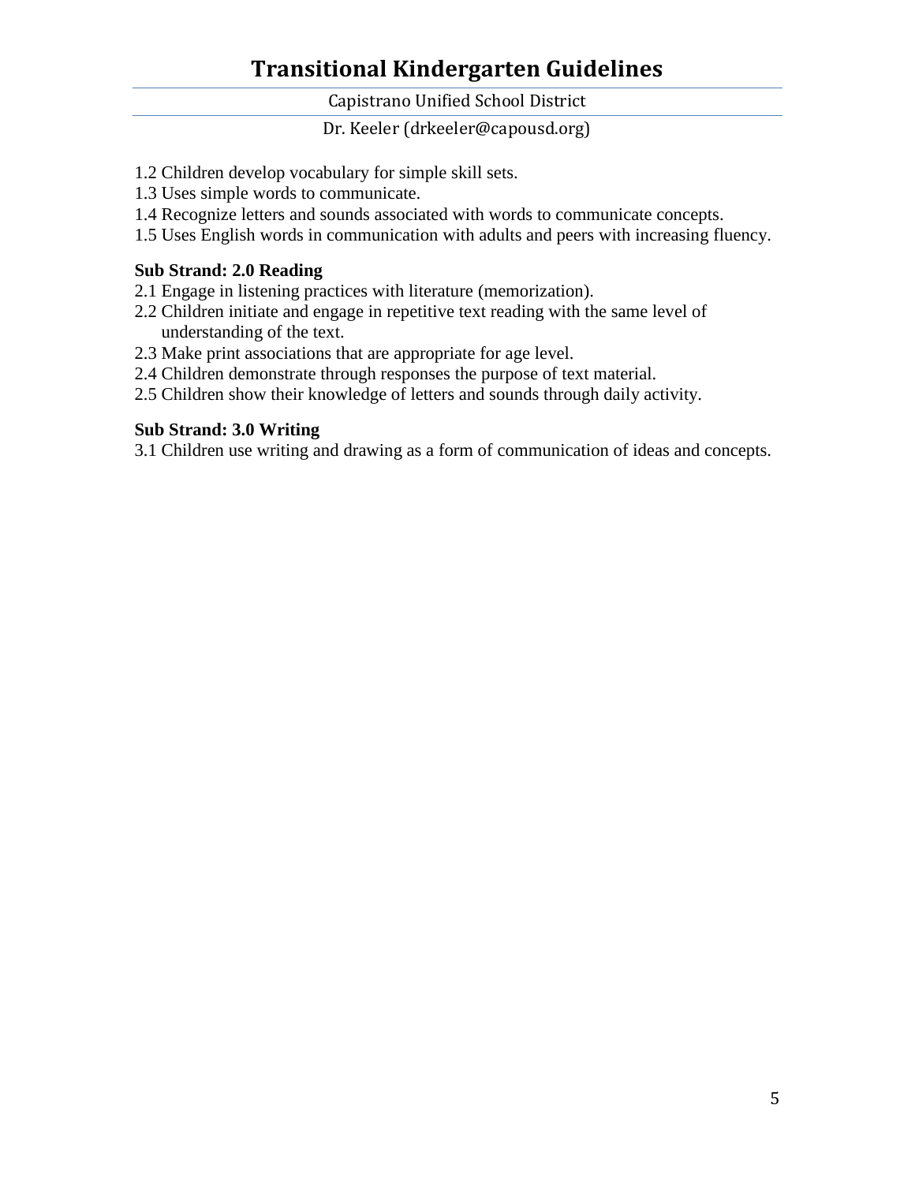1.2 Children develop vocabulary for simple skill sets.
1.3 Uses simple words to communicate.
1.4 Recognize letters and sounds associated with words to communicate concepts.
1.5 Uses English words in communication with adults and peers with increasing fluency.

**Sub Strand: 2.0 Reading**

2.1 Engage in listening practices with literature (memorization).
2.2 Children initiate and engage in repetitive text reading with the same level of understanding of the text.
2.3 Make print associations that are appropriate for age level.
2.4 Children demonstrate through responses the purpose of text material.
2.5 Children show their knowledge of letters and sounds through daily activity.

**Sub Strand: 3.0 Writing**

3.1 Children use writing and drawing as a form of communication of ideas and concepts.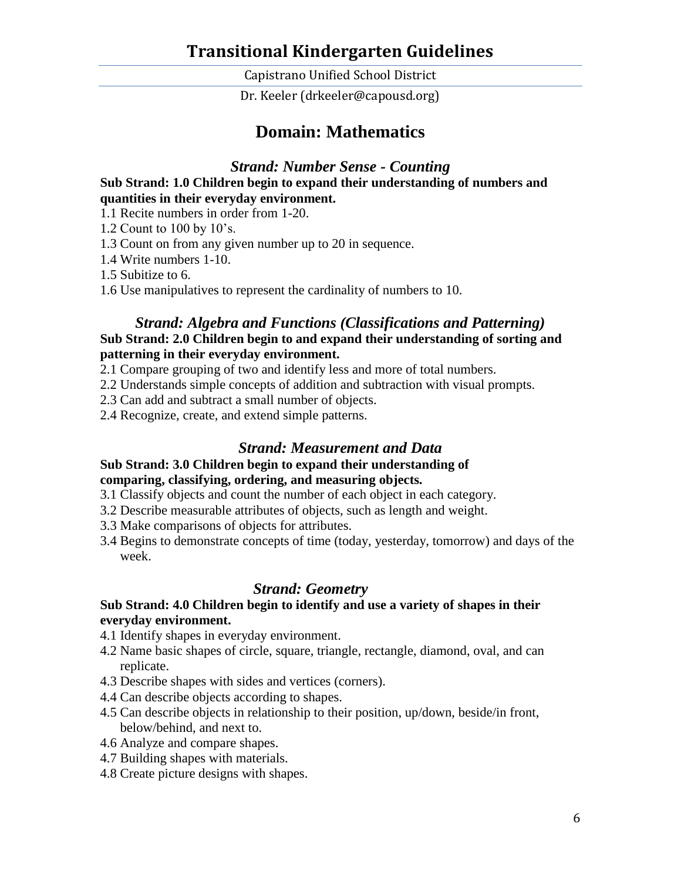# Transitional Kindergarten Guidelines

Capistrano Unified School District

Dr. Keeler (drkeeler@capousd.org)

## Domain: Mathematics

### *Strand: Number Sense - Counting*

**Sub Strand: 1.0 Children begin to expand their understanding of numbers and quantities in their everyday environment.**

1.1 Recite numbers in order from 1-20.
1.2 Count to 100 by 10's.
1.3 Count on from any given number up to 20 in sequence.
1.4 Write numbers 1-10.
1.5 Subitize to 6.
1.6 Use manipulatives to represent the cardinality of numbers to 10.

### *Strand: Algebra and Functions (Classifications and Patterning)*

**Sub Strand: 2.0 Children begin to and expand their understanding of sorting and patterning in their everyday environment.**

2.1 Compare grouping of two and identify less and more of total numbers.
2.2 Understands simple concepts of addition and subtraction with visual prompts.
2.3 Can add and subtract a small number of objects.
2.4 Recognize, create, and extend simple patterns.

### *Strand: Measurement and Data*

**Sub Strand: 3.0 Children begin to expand their understanding of comparing, classifying, ordering, and measuring objects.**

3.1 Classify objects and count the number of each object in each category.
3.2 Describe measurable attributes of objects, such as length and weight.
3.3 Make comparisons of objects for attributes.
3.4 Begins to demonstrate concepts of time (today, yesterday, tomorrow) and days of the week.

### *Strand: Geometry*

**Sub Strand: 4.0 Children begin to identify and use a variety of shapes in their everyday environment.**

4.1 Identify shapes in everyday environment.
4.2 Name basic shapes of circle, square, triangle, rectangle, diamond, oval, and can replicate.
4.3 Describe shapes with sides and vertices (corners).
4.4 Can describe objects according to shapes.
4.5 Can describe objects in relationship to their position, up/down, beside/in front, below/behind, and next to.
4.6 Analyze and compare shapes.
4.7 Building shapes with materials.
4.8 Create picture designs with shapes.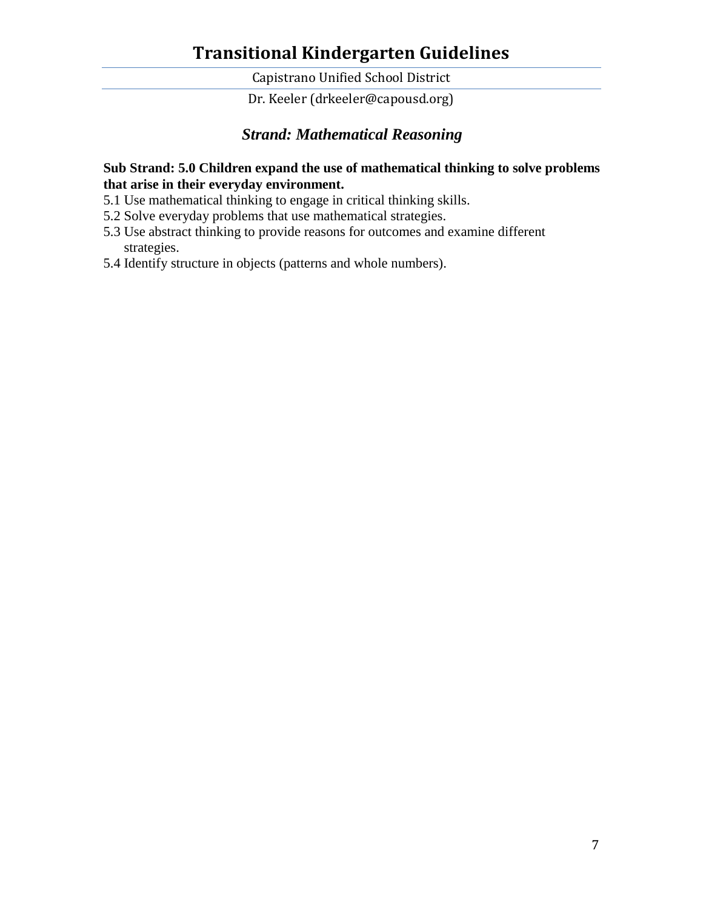### *Strand: Mathematical Reasoning*

**Sub Strand: 5.0 Children expand the use of mathematical thinking to solve problems that arise in their everyday environment.**

5.1 Use mathematical thinking to engage in critical thinking skills.
5.2 Solve everyday problems that use mathematical strategies.
5.3 Use abstract thinking to provide reasons for outcomes and examine different strategies.
5.4 Identify structure in objects (patterns and whole numbers).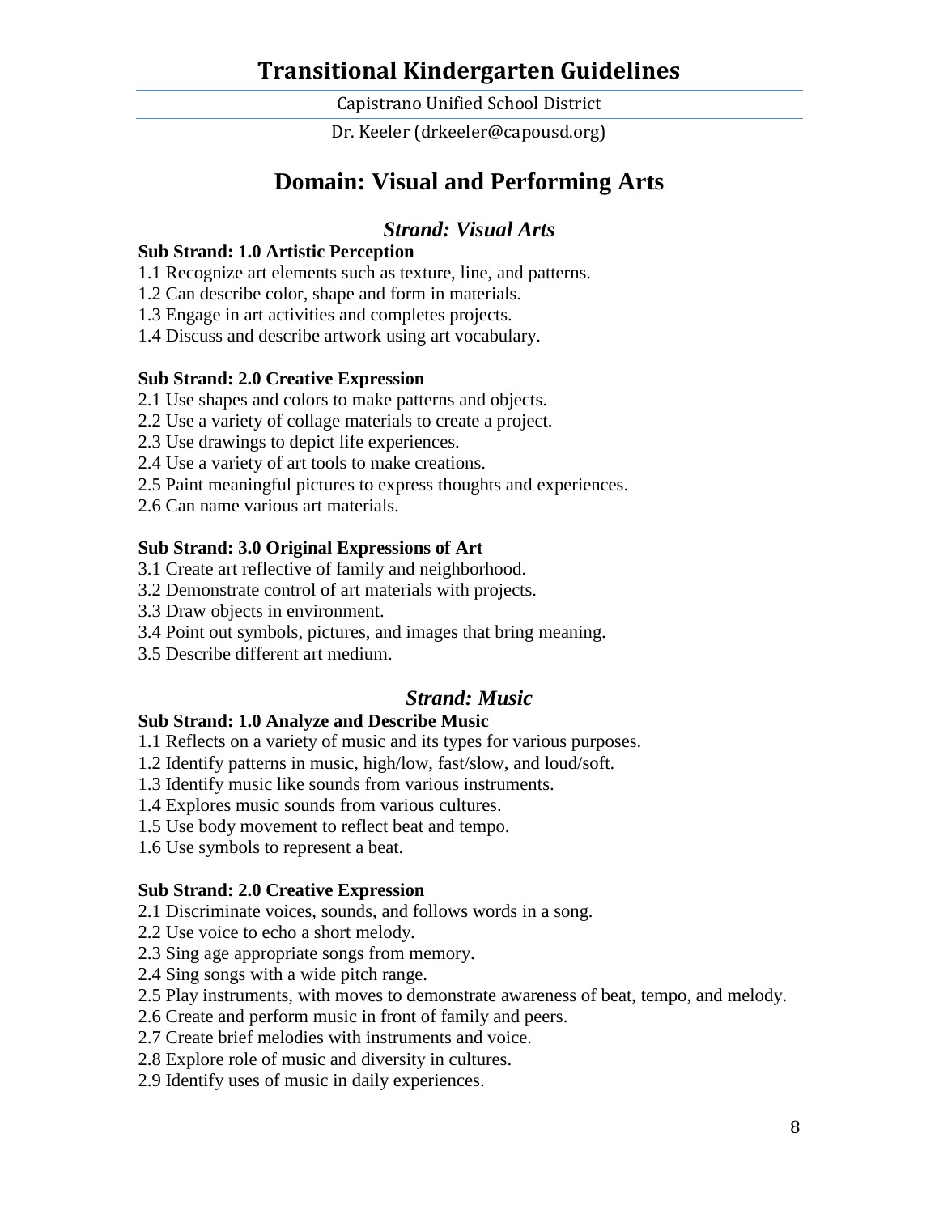# Transitional Kindergarten Guidelines

Capistrano Unified School District

Dr. Keeler (drkeeler@capousd.org)

## Domain: Visual and Performing Arts

### *Strand: Visual Arts*

**Sub Strand: 1.0 Artistic Perception**

1.1 Recognize art elements such as texture, line, and patterns.
1.2 Can describe color, shape and form in materials.
1.3 Engage in art activities and completes projects.
1.4 Discuss and describe artwork using art vocabulary.

**Sub Strand: 2.0 Creative Expression**

2.1 Use shapes and colors to make patterns and objects.
2.2 Use a variety of collage materials to create a project.
2.3 Use drawings to depict life experiences.
2.4 Use a variety of art tools to make creations.
2.5 Paint meaningful pictures to express thoughts and experiences.
2.6 Can name various art materials.

**Sub Strand: 3.0 Original Expressions of Art**

3.1 Create art reflective of family and neighborhood.
3.2 Demonstrate control of art materials with projects.
3.3 Draw objects in environment.
3.4 Point out symbols, pictures, and images that bring meaning.
3.5 Describe different art medium.

### *Strand: Music*

**Sub Strand: 1.0 Analyze and Describe Music**

1.1 Reflects on a variety of music and its types for various purposes.
1.2 Identify patterns in music, high/low, fast/slow, and loud/soft.
1.3 Identify music like sounds from various instruments.
1.4 Explores music sounds from various cultures.
1.5 Use body movement to reflect beat and tempo.
1.6 Use symbols to represent a beat.

**Sub Strand: 2.0 Creative Expression**

2.1 Discriminate voices, sounds, and follows words in a song.
2.2 Use voice to echo a short melody.
2.3 Sing age appropriate songs from memory.
2.4 Sing songs with a wide pitch range.
2.5 Play instruments, with moves to demonstrate awareness of beat, tempo, and melody.
2.6 Create and perform music in front of family and peers.
2.7 Create brief melodies with instruments and voice.
2.8 Explore role of music and diversity in cultures.
2.9 Identify uses of music in daily experiences.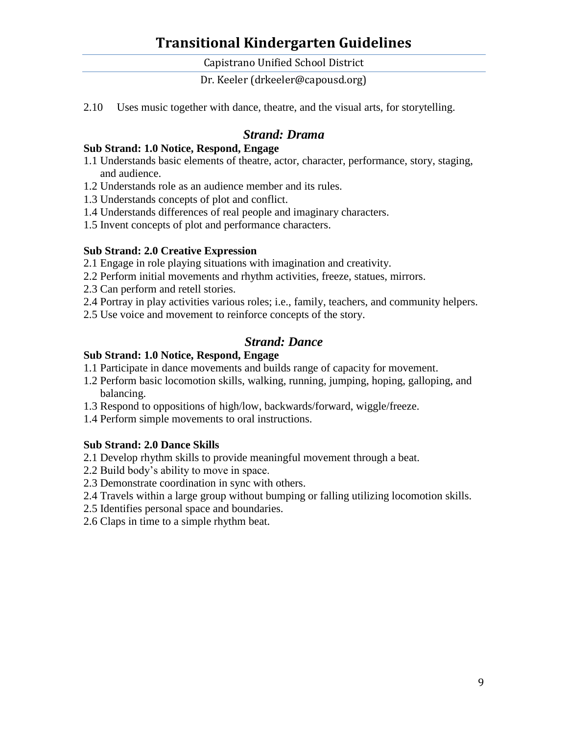2.10 Uses music together with dance, theatre, and the visual arts, for storytelling.

## *Strand: Drama*

**Sub Strand: 1.0 Notice, Respond, Engage**

1.1 Understands basic elements of theatre, actor, character, performance, story, staging, and audience.
1.2 Understands role as an audience member and its rules.
1.3 Understands concepts of plot and conflict.
1.4 Understands differences of real people and imaginary characters.
1.5 Invent concepts of plot and performance characters.

**Sub Strand: 2.0 Creative Expression**

2.1 Engage in role playing situations with imagination and creativity.
2.2 Perform initial movements and rhythm activities, freeze, statues, mirrors.
2.3 Can perform and retell stories.
2.4 Portray in play activities various roles; i.e., family, teachers, and community helpers.
2.5 Use voice and movement to reinforce concepts of the story.

## *Strand: Dance*

**Sub Strand: 1.0 Notice, Respond, Engage**

1.1 Participate in dance movements and builds range of capacity for movement.
1.2 Perform basic locomotion skills, walking, running, jumping, hoping, galloping, and balancing.
1.3 Respond to oppositions of high/low, backwards/forward, wiggle/freeze.
1.4 Perform simple movements to oral instructions.

**Sub Strand: 2.0 Dance Skills**

2.1 Develop rhythm skills to provide meaningful movement through a beat.
2.2 Build body's ability to move in space.
2.3 Demonstrate coordination in sync with others.
2.4 Travels within a large group without bumping or falling utilizing locomotion skills.
2.5 Identifies personal space and boundaries.
2.6 Claps in time to a simple rhythm beat.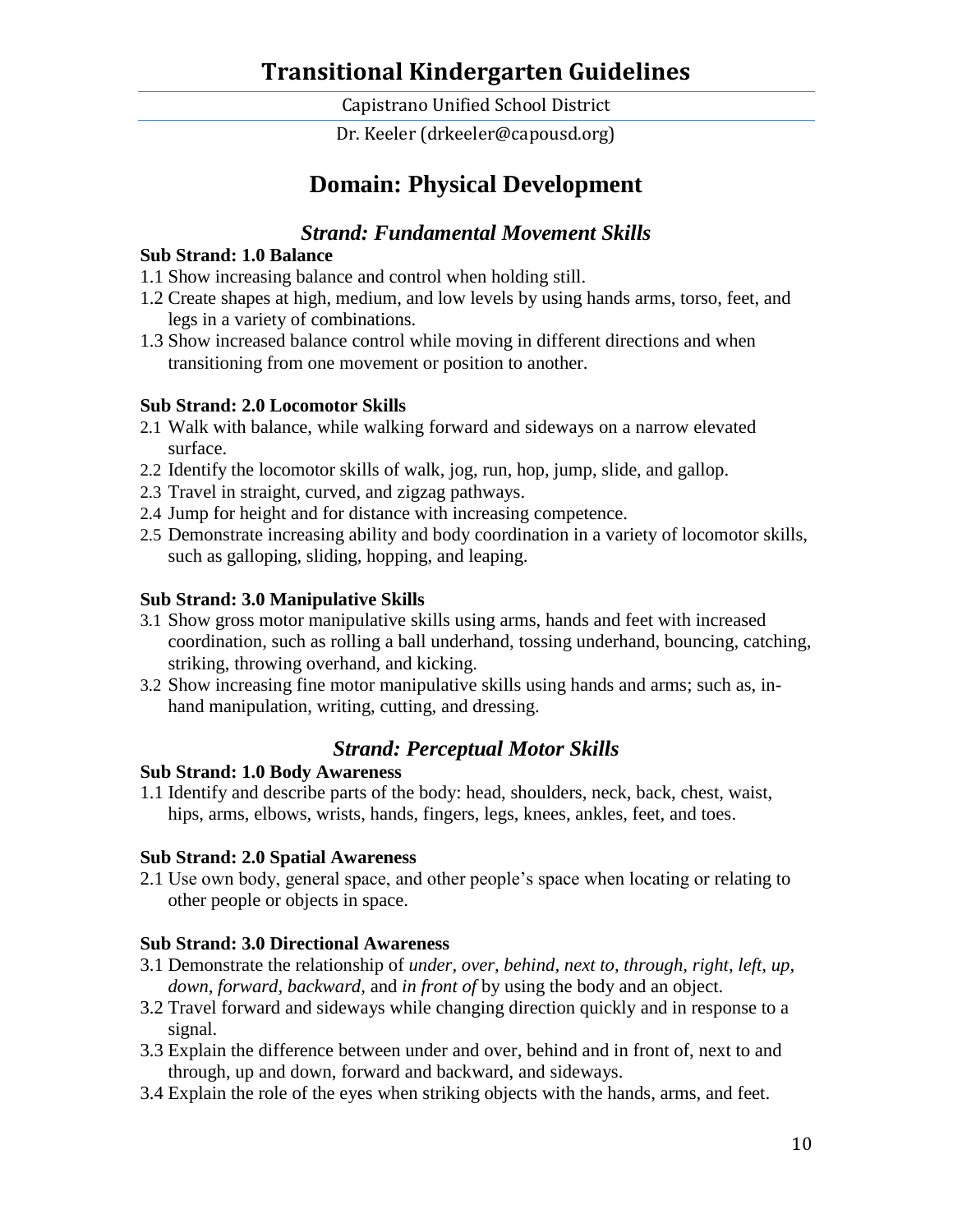# Domain: Physical Development

## *Strand: Fundamental Movement Skills*

**Sub Strand: 1.0 Balance**

1.1 Show increasing balance and control when holding still.
1.2 Create shapes at high, medium, and low levels by using hands arms, torso, feet, and legs in a variety of combinations.
1.3 Show increased balance control while moving in different directions and when transitioning from one movement or position to another.

**Sub Strand: 2.0 Locomotor Skills**

2.1 Walk with balance, while walking forward and sideways on a narrow elevated surface.
2.2 Identify the locomotor skills of walk, jog, run, hop, jump, slide, and gallop.
2.3 Travel in straight, curved, and zigzag pathways.
2.4 Jump for height and for distance with increasing competence.
2.5 Demonstrate increasing ability and body coordination in a variety of locomotor skills, such as galloping, sliding, hopping, and leaping.

**Sub Strand: 3.0 Manipulative Skills**

3.1 Show gross motor manipulative skills using arms, hands and feet with increased coordination, such as rolling a ball underhand, tossing underhand, bouncing, catching, striking, throwing overhand, and kicking.
3.2 Show increasing fine motor manipulative skills using hands and arms; such as, in-hand manipulation, writing, cutting, and dressing.

## *Strand: Perceptual Motor Skills*

**Sub Strand: 1.0 Body Awareness**

1.1 Identify and describe parts of the body: head, shoulders, neck, back, chest, waist, hips, arms, elbows, wrists, hands, fingers, legs, knees, ankles, feet, and toes.

**Sub Strand: 2.0 Spatial Awareness**

2.1 Use own body, general space, and other people's space when locating or relating to other people or objects in space.

**Sub Strand: 3.0 Directional Awareness**

3.1 Demonstrate the relationship of *under, over, behind, next to, through, right, left, up, down, forward, backward,* and *in front of* by using the body and an object.
3.2 Travel forward and sideways while changing direction quickly and in response to a signal.
3.3 Explain the difference between under and over, behind and in front of, next to and through, up and down, forward and backward, and sideways.
3.4 Explain the role of the eyes when striking objects with the hands, arms, and feet.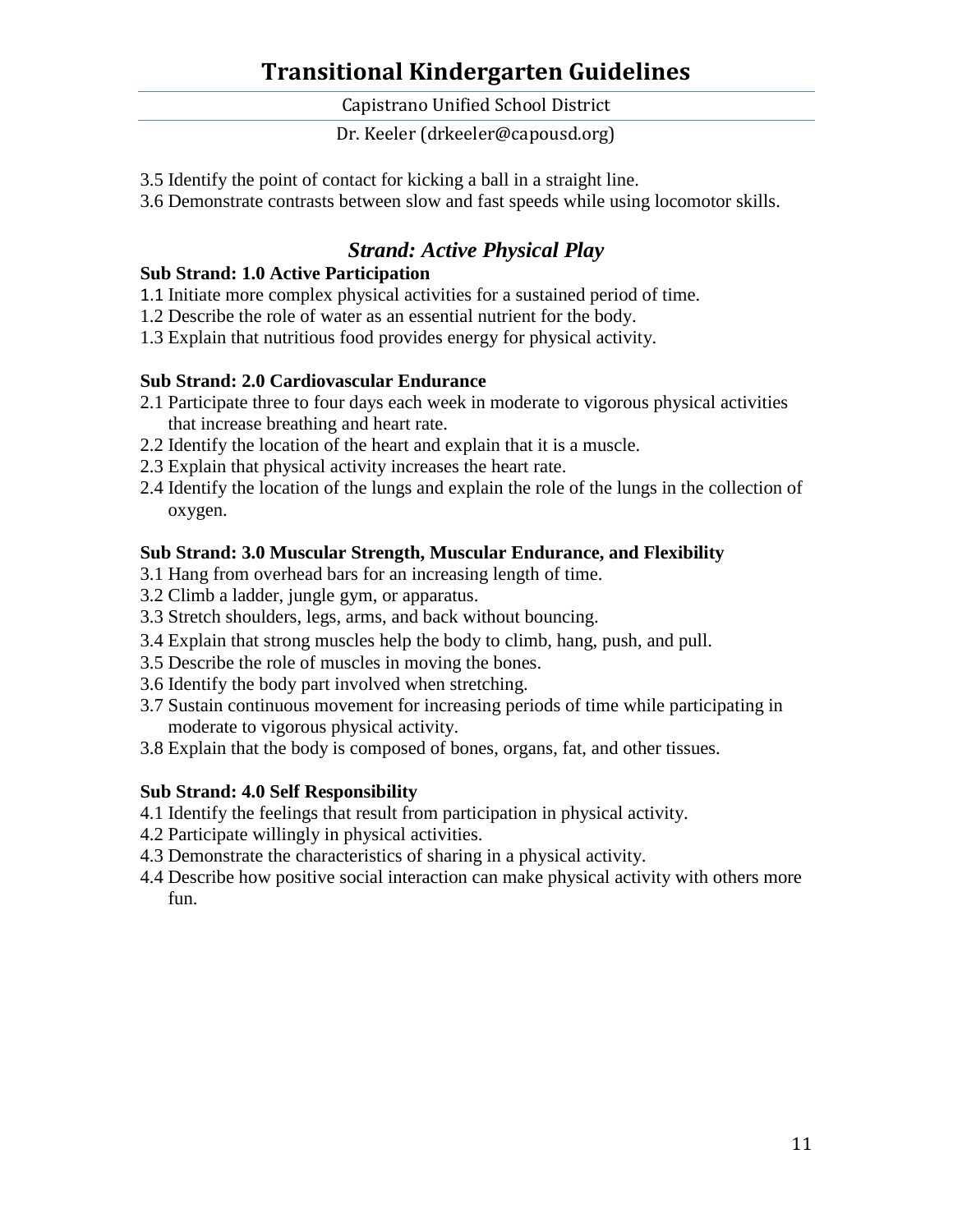3.5 Identify the point of contact for kicking a ball in a straight line.
3.6 Demonstrate contrasts between slow and fast speeds while using locomotor skills.

## *Strand: Active Physical Play*

**Sub Strand: 1.0 Active Participation**

1.1 Initiate more complex physical activities for a sustained period of time.
1.2 Describe the role of water as an essential nutrient for the body.
1.3 Explain that nutritious food provides energy for physical activity.

**Sub Strand: 2.0 Cardiovascular Endurance**

2.1 Participate three to four days each week in moderate to vigorous physical activities that increase breathing and heart rate.
2.2 Identify the location of the heart and explain that it is a muscle.
2.3 Explain that physical activity increases the heart rate.
2.4 Identify the location of the lungs and explain the role of the lungs in the collection of oxygen.

**Sub Strand: 3.0 Muscular Strength, Muscular Endurance, and Flexibility**

3.1 Hang from overhead bars for an increasing length of time.
3.2 Climb a ladder, jungle gym, or apparatus.
3.3 Stretch shoulders, legs, arms, and back without bouncing.
3.4 Explain that strong muscles help the body to climb, hang, push, and pull.
3.5 Describe the role of muscles in moving the bones.
3.6 Identify the body part involved when stretching.
3.7 Sustain continuous movement for increasing periods of time while participating in moderate to vigorous physical activity.
3.8 Explain that the body is composed of bones, organs, fat, and other tissues.

**Sub Strand: 4.0 Self Responsibility**

4.1 Identify the feelings that result from participation in physical activity.
4.2 Participate willingly in physical activities.
4.3 Demonstrate the characteristics of sharing in a physical activity.
4.4 Describe how positive social interaction can make physical activity with others more fun.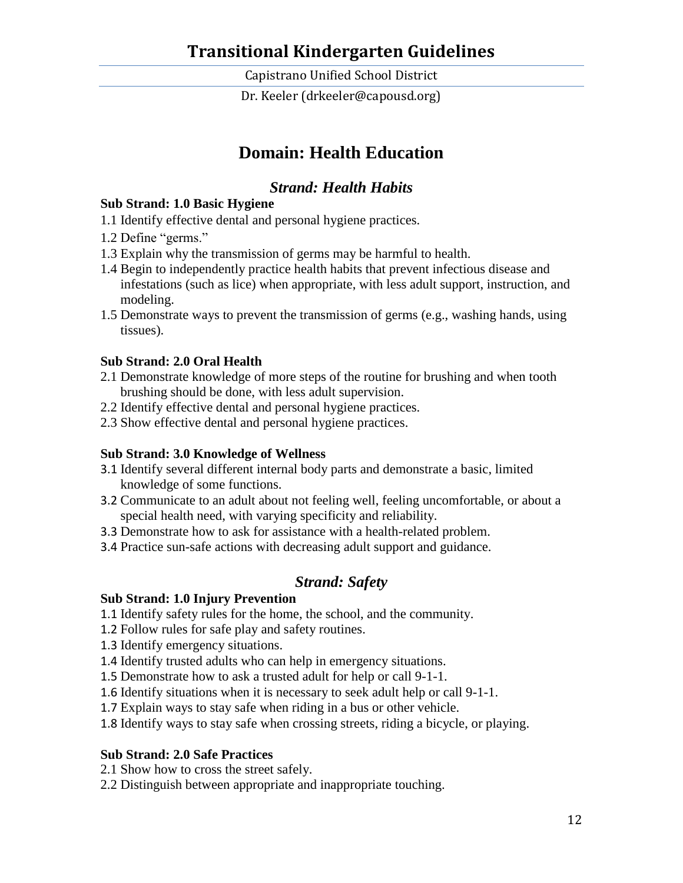# Transitional Kindergarten Guidelines

Capistrano Unified School District

Dr. Keeler (drkeeler@capousd.org)

## Domain: Health Education

### *Strand: Health Habits*

**Sub Strand: 1.0 Basic Hygiene**

1.1 Identify effective dental and personal hygiene practices.

1.2 Define "germs."

1.3 Explain why the transmission of germs may be harmful to health.

1.4 Begin to independently practice health habits that prevent infectious disease and infestations (such as lice) when appropriate, with less adult support, instruction, and modeling.

1.5 Demonstrate ways to prevent the transmission of germs (e.g., washing hands, using tissues).

**Sub Strand: 2.0 Oral Health**

2.1 Demonstrate knowledge of more steps of the routine for brushing and when tooth brushing should be done, with less adult supervision.

2.2 Identify effective dental and personal hygiene practices.

2.3 Show effective dental and personal hygiene practices.

**Sub Strand: 3.0 Knowledge of Wellness**

3.1 Identify several different internal body parts and demonstrate a basic, limited knowledge of some functions.

3.2 Communicate to an adult about not feeling well, feeling uncomfortable, or about a special health need, with varying specificity and reliability.

3.3 Demonstrate how to ask for assistance with a health-related problem.

3.4 Practice sun-safe actions with decreasing adult support and guidance.

### *Strand: Safety*

**Sub Strand: 1.0 Injury Prevention**

1.1 Identify safety rules for the home, the school, and the community.

1.2 Follow rules for safe play and safety routines.

1.3 Identify emergency situations.

1.4 Identify trusted adults who can help in emergency situations.

1.5 Demonstrate how to ask a trusted adult for help or call 9-1-1.

1.6 Identify situations when it is necessary to seek adult help or call 9-1-1.

1.7 Explain ways to stay safe when riding in a bus or other vehicle.

1.8 Identify ways to stay safe when crossing streets, riding a bicycle, or playing.

**Sub Strand: 2.0 Safe Practices**

2.1 Show how to cross the street safely.

2.2 Distinguish between appropriate and inappropriate touching.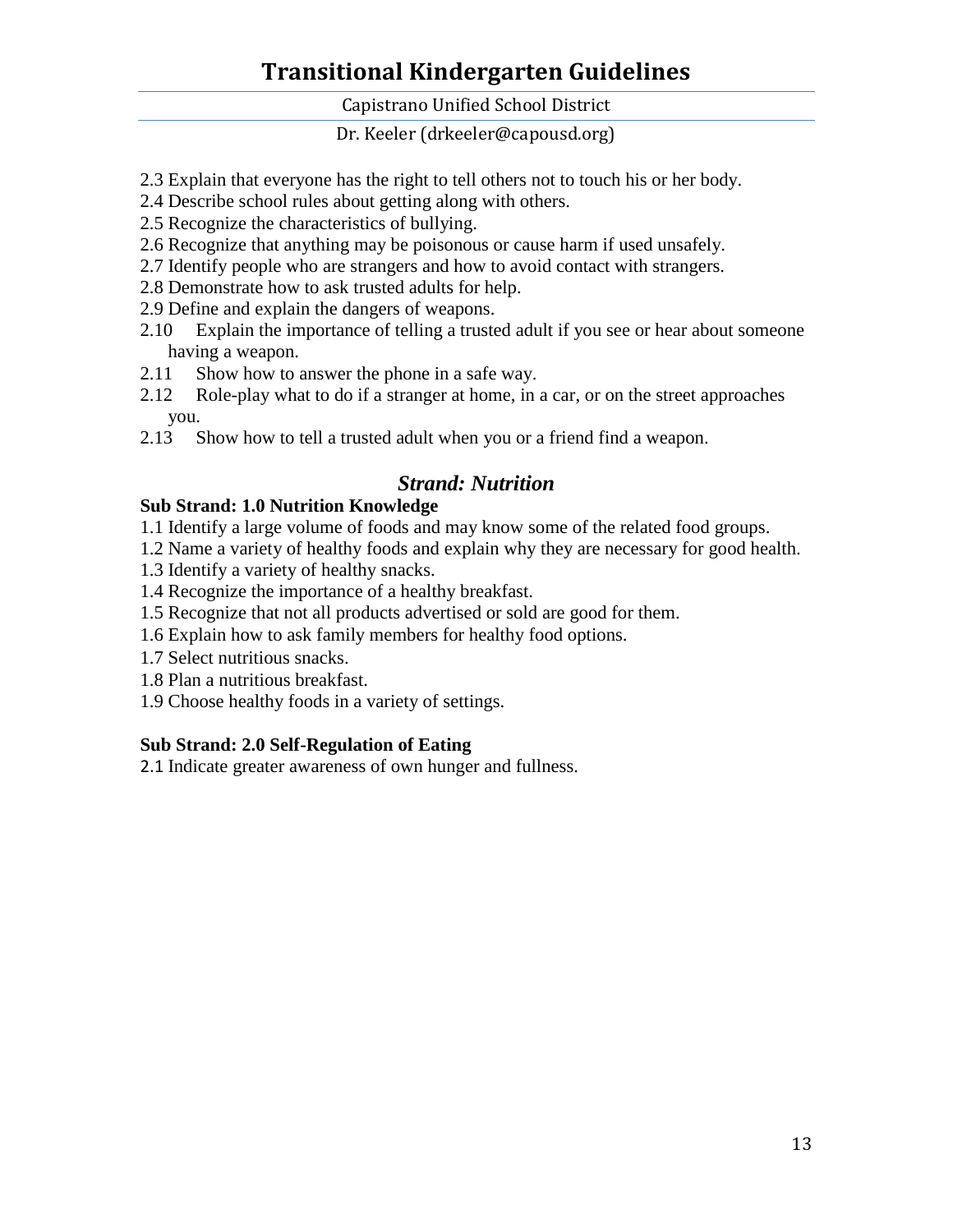2.3 Explain that everyone has the right to tell others not to touch his or her body.
2.4 Describe school rules about getting along with others.
2.5 Recognize the characteristics of bullying.
2.6 Recognize that anything may be poisonous or cause harm if used unsafely.
2.7 Identify people who are strangers and how to avoid contact with strangers.
2.8 Demonstrate how to ask trusted adults for help.
2.9 Define and explain the dangers of weapons.
2.10 Explain the importance of telling a trusted adult if you see or hear about someone having a weapon.
2.11 Show how to answer the phone in a safe way.
2.12 Role-play what to do if a stranger at home, in a car, or on the street approaches you.
2.13 Show how to tell a trusted adult when you or a friend find a weapon.

## *Strand: Nutrition*

**Sub Strand: 1.0 Nutrition Knowledge**

1.1 Identify a large volume of foods and may know some of the related food groups.
1.2 Name a variety of healthy foods and explain why they are necessary for good health.
1.3 Identify a variety of healthy snacks.
1.4 Recognize the importance of a healthy breakfast.
1.5 Recognize that not all products advertised or sold are good for them.
1.6 Explain how to ask family members for healthy food options.
1.7 Select nutritious snacks.
1.8 Plan a nutritious breakfast.
1.9 Choose healthy foods in a variety of settings.

**Sub Strand: 2.0 Self-Regulation of Eating**

2.1 Indicate greater awareness of own hunger and fullness.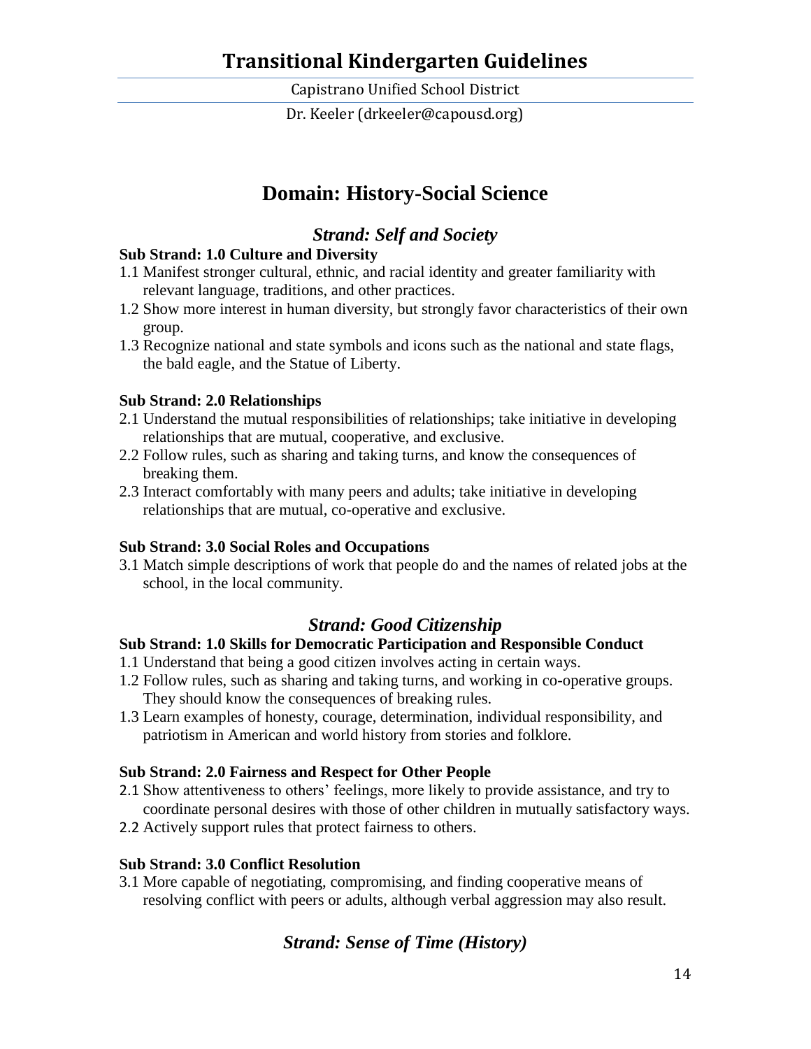# Domain: History-Social Science

## *Strand: Self and Society*

**Sub Strand: 1.0 Culture and Diversity**

1.1 Manifest stronger cultural, ethnic, and racial identity and greater familiarity with relevant language, traditions, and other practices.
1.2 Show more interest in human diversity, but strongly favor characteristics of their own group.
1.3 Recognize national and state symbols and icons such as the national and state flags, the bald eagle, and the Statue of Liberty.

**Sub Strand: 2.0 Relationships**

2.1 Understand the mutual responsibilities of relationships; take initiative in developing relationships that are mutual, cooperative, and exclusive.
2.2 Follow rules, such as sharing and taking turns, and know the consequences of breaking them.
2.3 Interact comfortably with many peers and adults; take initiative in developing relationships that are mutual, co-operative and exclusive.

**Sub Strand: 3.0 Social Roles and Occupations**

3.1 Match simple descriptions of work that people do and the names of related jobs at the school, in the local community.

## *Strand: Good Citizenship*

**Sub Strand: 1.0 Skills for Democratic Participation and Responsible Conduct**

1.1 Understand that being a good citizen involves acting in certain ways.
1.2 Follow rules, such as sharing and taking turns, and working in co-operative groups. They should know the consequences of breaking rules.
1.3 Learn examples of honesty, courage, determination, individual responsibility, and patriotism in American and world history from stories and folklore.

**Sub Strand: 2.0 Fairness and Respect for Other People**

2.1 Show attentiveness to others' feelings, more likely to provide assistance, and try to coordinate personal desires with those of other children in mutually satisfactory ways.
2.2 Actively support rules that protect fairness to others.

**Sub Strand: 3.0 Conflict Resolution**

3.1 More capable of negotiating, compromising, and finding cooperative means of resolving conflict with peers or adults, although verbal aggression may also result.

## *Strand: Sense of Time (History)*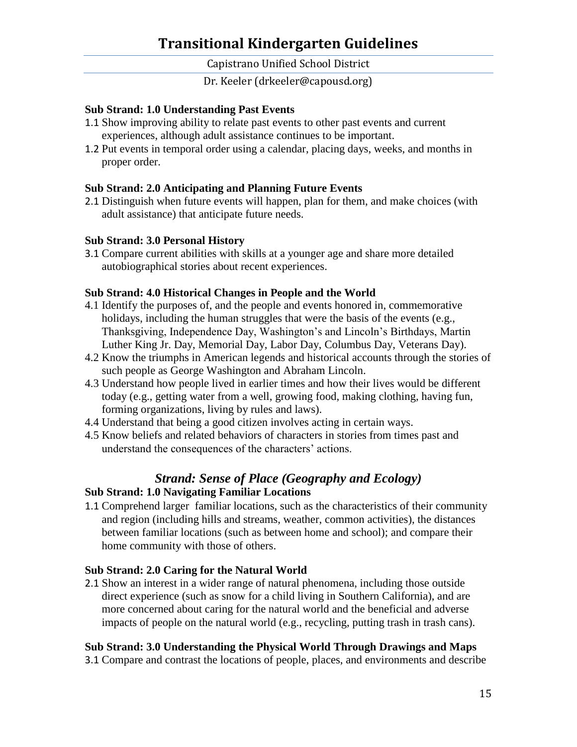**Sub Strand: 1.0 Understanding Past Events**

1.1 Show improving ability to relate past events to other past events and current experiences, although adult assistance continues to be important.
1.2 Put events in temporal order using a calendar, placing days, weeks, and months in proper order.

**Sub Strand: 2.0 Anticipating and Planning Future Events**

2.1 Distinguish when future events will happen, plan for them, and make choices (with adult assistance) that anticipate future needs.

**Sub Strand: 3.0 Personal History**

3.1 Compare current abilities with skills at a younger age and share more detailed autobiographical stories about recent experiences.

**Sub Strand: 4.0 Historical Changes in People and the World**

4.1 Identify the purposes of, and the people and events honored in, commemorative holidays, including the human struggles that were the basis of the events (e.g., Thanksgiving, Independence Day, Washington's and Lincoln's Birthdays, Martin Luther King Jr. Day, Memorial Day, Labor Day, Columbus Day, Veterans Day).
4.2 Know the triumphs in American legends and historical accounts through the stories of such people as George Washington and Abraham Lincoln.
4.3 Understand how people lived in earlier times and how their lives would be different today (e.g., getting water from a well, growing food, making clothing, having fun, forming organizations, living by rules and laws).
4.4 Understand that being a good citizen involves acting in certain ways.
4.5 Know beliefs and related behaviors of characters in stories from times past and understand the consequences of the characters' actions.

## *Strand: Sense of Place (Geography and Ecology)*

**Sub Strand: 1.0 Navigating Familiar Locations**

1.1 Comprehend larger familiar locations, such as the characteristics of their community and region (including hills and streams, weather, common activities), the distances between familiar locations (such as between home and school); and compare their home community with those of others.

**Sub Strand: 2.0 Caring for the Natural World**

2.1 Show an interest in a wider range of natural phenomena, including those outside direct experience (such as snow for a child living in Southern California), and are more concerned about caring for the natural world and the beneficial and adverse impacts of people on the natural world (e.g., recycling, putting trash in trash cans).

**Sub Strand: 3.0 Understanding the Physical World Through Drawings and Maps**

3.1 Compare and contrast the locations of people, places, and environments and describe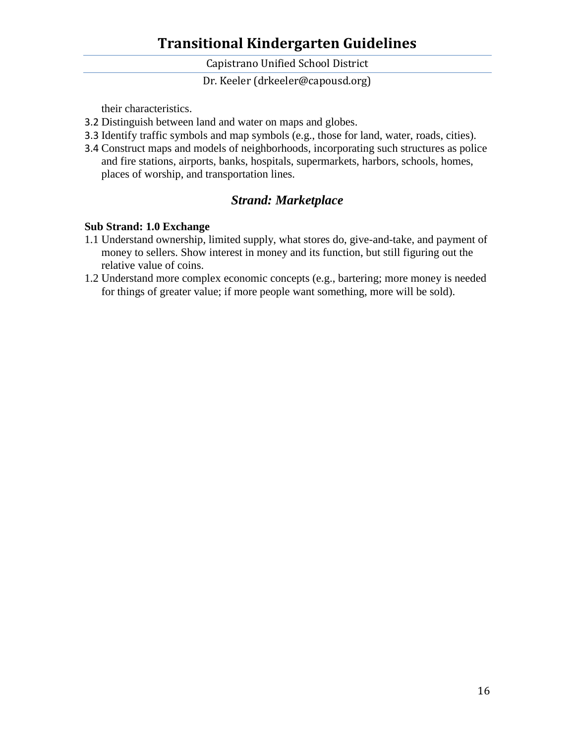their characteristics.

3.2 Distinguish between land and water on maps and globes.

3.3 Identify traffic symbols and map symbols (e.g., those for land, water, roads, cities).

3.4 Construct maps and models of neighborhoods, incorporating such structures as police and fire stations, airports, banks, hospitals, supermarkets, harbors, schools, homes, places of worship, and transportation lines.

## *Strand: Marketplace*

**Sub Strand: 1.0 Exchange**

1.1 Understand ownership, limited supply, what stores do, give-and-take, and payment of money to sellers. Show interest in money and its function, but still figuring out the relative value of coins.

1.2 Understand more complex economic concepts (e.g., bartering; more money is needed for things of greater value; if more people want something, more will be sold).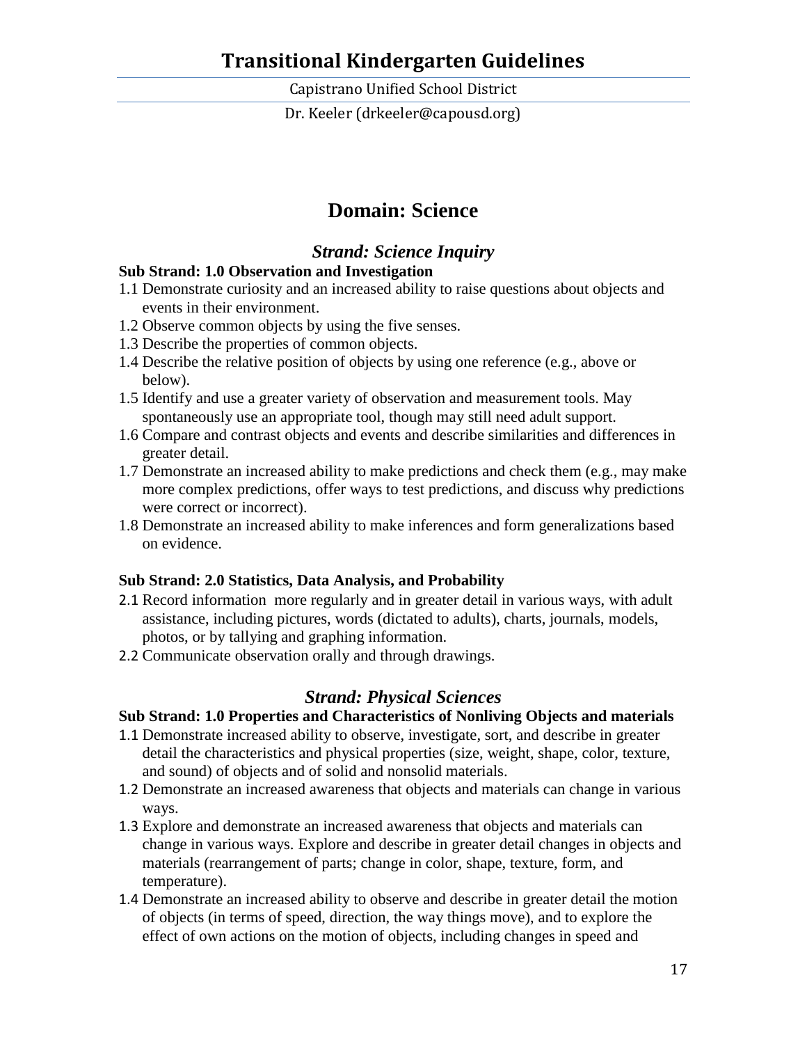# Domain: Science

## *Strand: Science Inquiry*

**Sub Strand: 1.0 Observation and Investigation**

1.1 Demonstrate curiosity and an increased ability to raise questions about objects and events in their environment.
1.2 Observe common objects by using the five senses.
1.3 Describe the properties of common objects.
1.4 Describe the relative position of objects by using one reference (e.g., above or below).
1.5 Identify and use a greater variety of observation and measurement tools. May spontaneously use an appropriate tool, though may still need adult support.
1.6 Compare and contrast objects and events and describe similarities and differences in greater detail.
1.7 Demonstrate an increased ability to make predictions and check them (e.g., may make more complex predictions, offer ways to test predictions, and discuss why predictions were correct or incorrect).
1.8 Demonstrate an increased ability to make inferences and form generalizations based on evidence.

**Sub Strand: 2.0 Statistics, Data Analysis, and Probability**

2.1 Record information more regularly and in greater detail in various ways, with adult assistance, including pictures, words (dictated to adults), charts, journals, models, photos, or by tallying and graphing information.
2.2 Communicate observation orally and through drawings.

## *Strand: Physical Sciences*

**Sub Strand: 1.0 Properties and Characteristics of Nonliving Objects and materials**

1.1 Demonstrate increased ability to observe, investigate, sort, and describe in greater detail the characteristics and physical properties (size, weight, shape, color, texture, and sound) of objects and of solid and nonsolid materials.
1.2 Demonstrate an increased awareness that objects and materials can change in various ways.
1.3 Explore and demonstrate an increased awareness that objects and materials can change in various ways. Explore and describe in greater detail changes in objects and materials (rearrangement of parts; change in color, shape, texture, form, and temperature).
1.4 Demonstrate an increased ability to observe and describe in greater detail the motion of objects (in terms of speed, direction, the way things move), and to explore the effect of own actions on the motion of objects, including changes in speed and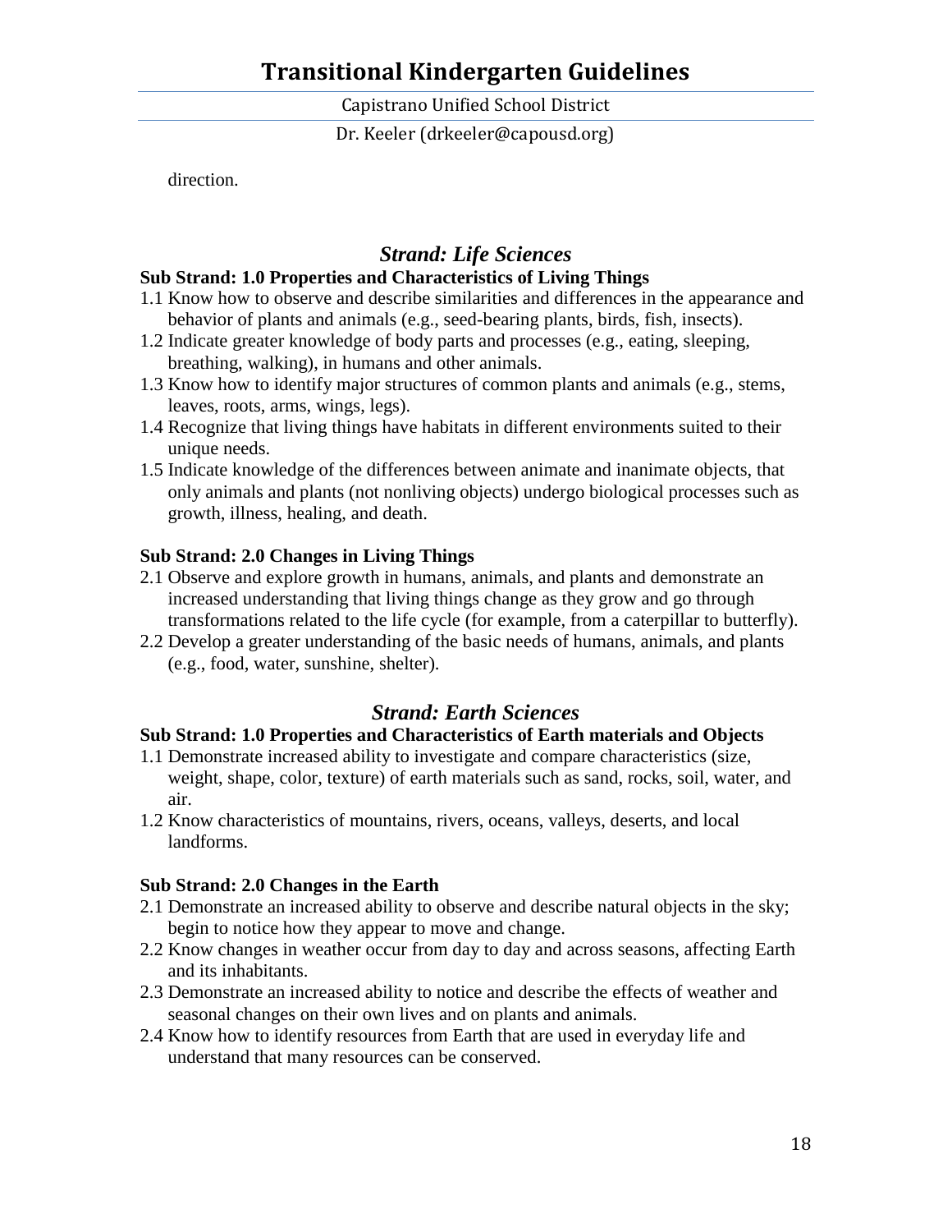direction.

## *Strand: Life Sciences*

**Sub Strand: 1.0 Properties and Characteristics of Living Things**

1.1 Know how to observe and describe similarities and differences in the appearance and behavior of plants and animals (e.g., seed-bearing plants, birds, fish, insects).

1.2 Indicate greater knowledge of body parts and processes (e.g., eating, sleeping, breathing, walking), in humans and other animals.

1.3 Know how to identify major structures of common plants and animals (e.g., stems, leaves, roots, arms, wings, legs).

1.4 Recognize that living things have habitats in different environments suited to their unique needs.

1.5 Indicate knowledge of the differences between animate and inanimate objects, that only animals and plants (not nonliving objects) undergo biological processes such as growth, illness, healing, and death.

**Sub Strand: 2.0 Changes in Living Things**

2.1 Observe and explore growth in humans, animals, and plants and demonstrate an increased understanding that living things change as they grow and go through transformations related to the life cycle (for example, from a caterpillar to butterfly).

2.2 Develop a greater understanding of the basic needs of humans, animals, and plants (e.g., food, water, sunshine, shelter).

## *Strand: Earth Sciences*

**Sub Strand: 1.0 Properties and Characteristics of Earth materials and Objects**

1.1 Demonstrate increased ability to investigate and compare characteristics (size, weight, shape, color, texture) of earth materials such as sand, rocks, soil, water, and air.

1.2 Know characteristics of mountains, rivers, oceans, valleys, deserts, and local landforms.

**Sub Strand: 2.0 Changes in the Earth**

2.1 Demonstrate an increased ability to observe and describe natural objects in the sky; begin to notice how they appear to move and change.

2.2 Know changes in weather occur from day to day and across seasons, affecting Earth and its inhabitants.

2.3 Demonstrate an increased ability to notice and describe the effects of weather and seasonal changes on their own lives and on plants and animals.

2.4 Know how to identify resources from Earth that are used in everyday life and understand that many resources can be conserved.